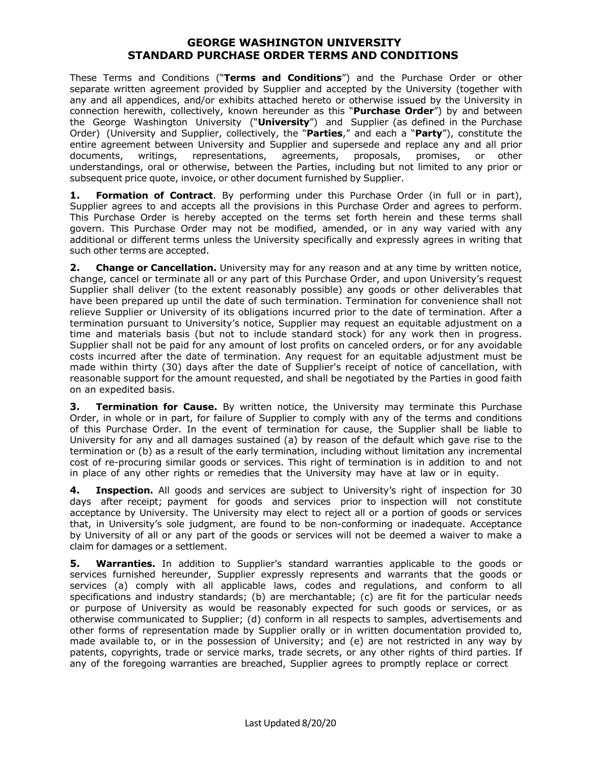# GEORGE WASHINGTON UNIVERSITY
# STANDARD PURCHASE ORDER TERMS AND CONDITIONS

These Terms and Conditions ("**Terms and Conditions**") and the Purchase Order or other separate written agreement provided by Supplier and accepted by the University (together with any and all appendices, and/or exhibits attached hereto or otherwise issued by the University in connection herewith, collectively, known hereunder as this "**Purchase Order**") by and between the George Washington University ("**University**") and Supplier (as defined in the Purchase Order) (University and Supplier, collectively, the "**Parties**," and each a "**Party**"), constitute the entire agreement between University and Supplier and supersede and replace any and all prior documents, writings, representations, agreements, proposals, promises, or other understandings, oral or otherwise, between the Parties, including but not limited to any prior or subsequent price quote, invoice, or other document furnished by Supplier.

**1. Formation of Contract**. By performing under this Purchase Order (in full or in part), Supplier agrees to and accepts all the provisions in this Purchase Order and agrees to perform. This Purchase Order is hereby accepted on the terms set forth herein and these terms shall govern. This Purchase Order may not be modified, amended, or in any way varied with any additional or different terms unless the University specifically and expressly agrees in writing that such other terms are accepted.

**2. Change or Cancellation.** University may for any reason and at any time by written notice, change, cancel or terminate all or any part of this Purchase Order, and upon University's request Supplier shall deliver (to the extent reasonably possible) any goods or other deliverables that have been prepared up until the date of such termination. Termination for convenience shall not relieve Supplier or University of its obligations incurred prior to the date of termination. After a termination pursuant to University's notice, Supplier may request an equitable adjustment on a time and materials basis (but not to include standard stock) for any work then in progress. Supplier shall not be paid for any amount of lost profits on canceled orders, or for any avoidable costs incurred after the date of termination. Any request for an equitable adjustment must be made within thirty (30) days after the date of Supplier's receipt of notice of cancellation, with reasonable support for the amount requested, and shall be negotiated by the Parties in good faith on an expedited basis.

**3. Termination for Cause.** By written notice, the University may terminate this Purchase Order, in whole or in part, for failure of Supplier to comply with any of the terms and conditions of this Purchase Order. In the event of termination for cause, the Supplier shall be liable to University for any and all damages sustained (a) by reason of the default which gave rise to the termination or (b) as a result of the early termination, including without limitation any incremental cost of re-procuring similar goods or services. This right of termination is in addition to and not in place of any other rights or remedies that the University may have at law or in equity.

**4. Inspection.** All goods and services are subject to University's right of inspection for 30 days after receipt; payment for goods and services prior to inspection will not constitute acceptance by University. The University may elect to reject all or a portion of goods or services that, in University's sole judgment, are found to be non-conforming or inadequate. Acceptance by University of all or any part of the goods or services will not be deemed a waiver to make a claim for damages or a settlement.

**5. Warranties.** In addition to Supplier's standard warranties applicable to the goods or services furnished hereunder, Supplier expressly represents and warrants that the goods or services (a) comply with all applicable laws, codes and regulations, and conform to all specifications and industry standards; (b) are merchantable; (c) are fit for the particular needs or purpose of University as would be reasonably expected for such goods or services, or as otherwise communicated to Supplier; (d) conform in all respects to samples, advertisements and other forms of representation made by Supplier orally or in written documentation provided to, made available to, or in the possession of University; and (e) are not restricted in any way by patents, copyrights, trade or service marks, trade secrets, or any other rights of third parties. If any of the foregoing warranties are breached, Supplier agrees to promptly replace or correct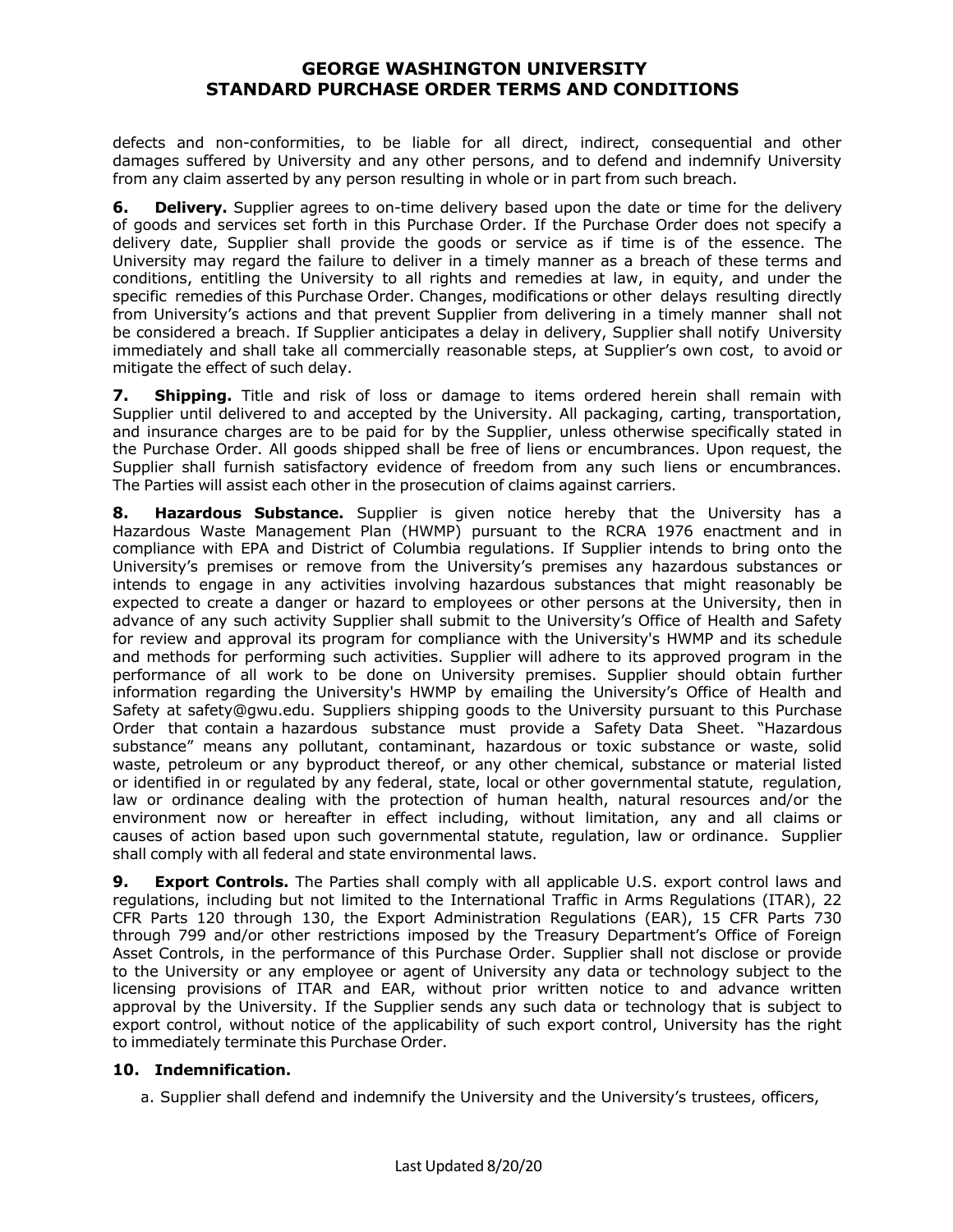defects and non-conformities, to be liable for all direct, indirect, consequential and other damages suffered by University and any other persons, and to defend and indemnify University from any claim asserted by any person resulting in whole or in part from such breach.

**6. Delivery.** Supplier agrees to on-time delivery based upon the date or time for the delivery of goods and services set forth in this Purchase Order. If the Purchase Order does not specify a delivery date, Supplier shall provide the goods or service as if time is of the essence. The University may regard the failure to deliver in a timely manner as a breach of these terms and conditions, entitling the University to all rights and remedies at law, in equity, and under the specific remedies of this Purchase Order. Changes, modifications or other delays resulting directly from University's actions and that prevent Supplier from delivering in a timely manner shall not be considered a breach. If Supplier anticipates a delay in delivery, Supplier shall notify University immediately and shall take all commercially reasonable steps, at Supplier's own cost, to avoid or mitigate the effect of such delay.

**7. Shipping.** Title and risk of loss or damage to items ordered herein shall remain with Supplier until delivered to and accepted by the University. All packaging, carting, transportation, and insurance charges are to be paid for by the Supplier, unless otherwise specifically stated in the Purchase Order. All goods shipped shall be free of liens or encumbrances. Upon request, the Supplier shall furnish satisfactory evidence of freedom from any such liens or encumbrances. The Parties will assist each other in the prosecution of claims against carriers.

**8. Hazardous Substance.** Supplier is given notice hereby that the University has a Hazardous Waste Management Plan (HWMP) pursuant to the RCRA 1976 enactment and in compliance with EPA and District of Columbia regulations. If Supplier intends to bring onto the University's premises or remove from the University's premises any hazardous substances or intends to engage in any activities involving hazardous substances that might reasonably be expected to create a danger or hazard to employees or other persons at the University, then in advance of any such activity Supplier shall submit to the University's Office of Health and Safety for review and approval its program for compliance with the University's HWMP and its schedule and methods for performing such activities. Supplier will adhere to its approved program in the performance of all work to be done on University premises. Supplier should obtain further information regarding the University's HWMP by emailing the University's Office of Health and Safety at safety@gwu.edu. Suppliers shipping goods to the University pursuant to this Purchase Order that contain a hazardous substance must provide a Safety Data Sheet. "Hazardous substance" means any pollutant, contaminant, hazardous or toxic substance or waste, solid waste, petroleum or any byproduct thereof, or any other chemical, substance or material listed or identified in or regulated by any federal, state, local or other governmental statute, regulation, law or ordinance dealing with the protection of human health, natural resources and/or the environment now or hereafter in effect including, without limitation, any and all claims or causes of action based upon such governmental statute, regulation, law or ordinance. Supplier shall comply with all federal and state environmental laws.

**9. Export Controls.** The Parties shall comply with all applicable U.S. export control laws and regulations, including but not limited to the International Traffic in Arms Regulations (ITAR), 22 CFR Parts 120 through 130, the Export Administration Regulations (EAR), 15 CFR Parts 730 through 799 and/or other restrictions imposed by the Treasury Department's Office of Foreign Asset Controls, in the performance of this Purchase Order. Supplier shall not disclose or provide to the University or any employee or agent of University any data or technology subject to the licensing provisions of ITAR and EAR, without prior written notice to and advance written approval by the University. If the Supplier sends any such data or technology that is subject to export control, without notice of the applicability of such export control, University has the right to immediately terminate this Purchase Order.

**10. Indemnification.**

a. Supplier shall defend and indemnify the University and the University's trustees, officers,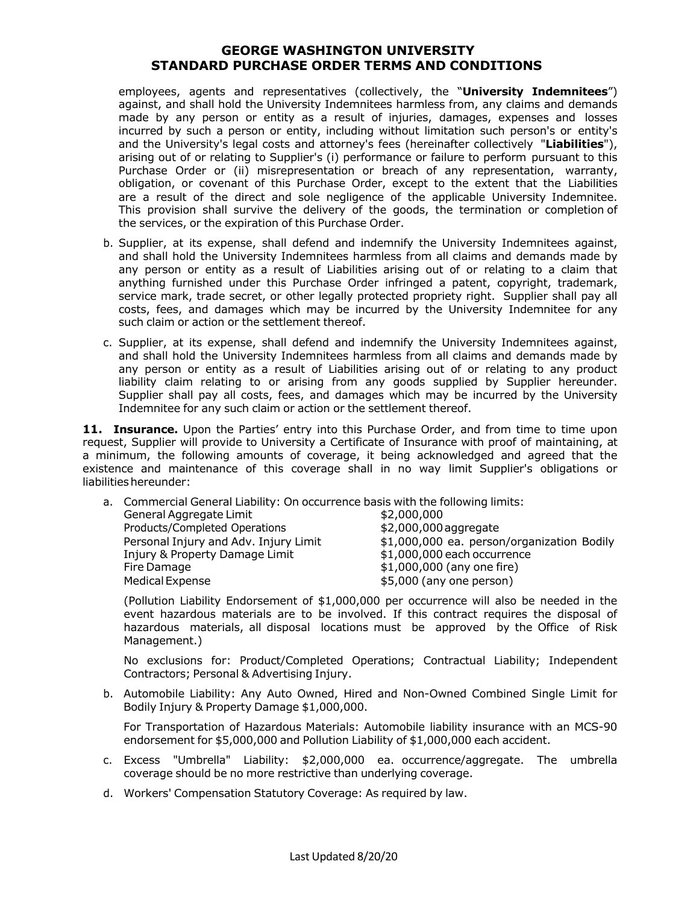employees, agents and representatives (collectively, the "**University Indemnitees**") against, and shall hold the University Indemnitees harmless from, any claims and demands made by any person or entity as a result of injuries, damages, expenses and losses incurred by such a person or entity, including without limitation such person's or entity's and the University's legal costs and attorney's fees (hereinafter collectively "**Liabilities**"), arising out of or relating to Supplier's (i) performance or failure to perform pursuant to this Purchase Order or (ii) misrepresentation or breach of any representation, warranty, obligation, or covenant of this Purchase Order, except to the extent that the Liabilities are a result of the direct and sole negligence of the applicable University Indemnitee. This provision shall survive the delivery of the goods, the termination or completion of the services, or the expiration of this Purchase Order.

b. Supplier, at its expense, shall defend and indemnify the University Indemnitees against, and shall hold the University Indemnitees harmless from all claims and demands made by any person or entity as a result of Liabilities arising out of or relating to a claim that anything furnished under this Purchase Order infringed a patent, copyright, trademark, service mark, trade secret, or other legally protected propriety right. Supplier shall pay all costs, fees, and damages which may be incurred by the University Indemnitee for any such claim or action or the settlement thereof.

c. Supplier, at its expense, shall defend and indemnify the University Indemnitees against, and shall hold the University Indemnitees harmless from all claims and demands made by any person or entity as a result of Liabilities arising out of or relating to any product liability claim relating to or arising from any goods supplied by Supplier hereunder. Supplier shall pay all costs, fees, and damages which may be incurred by the University Indemnitee for any such claim or action or the settlement thereof.

**11. Insurance.** Upon the Parties' entry into this Purchase Order, and from time to time upon request, Supplier will provide to University a Certificate of Insurance with proof of maintaining, at a minimum, the following amounts of coverage, it being acknowledged and agreed that the existence and maintenance of this coverage shall in no way limit Supplier's obligations or liabilities hereunder:

a. Commercial General Liability: On occurrence basis with the following limits:

| | |
|---|---|
| General Aggregate Limit | $2,000,000 |
| Products/Completed Operations | $2,000,000 aggregate |
| Personal Injury and Adv. Injury Limit | $1,000,000 ea. person/organization Bodily |
| Injury & Property Damage Limit | $1,000,000 each occurrence |
| Fire Damage | $1,000,000 (any one fire) |
| Medical Expense | $5,000 (any one person) |

(Pollution Liability Endorsement of $1,000,000 per occurrence will also be needed in the event hazardous materials are to be involved. If this contract requires the disposal of hazardous materials, all disposal locations must be approved by the Office of Risk Management.)

No exclusions for: Product/Completed Operations; Contractual Liability; Independent Contractors; Personal & Advertising Injury.

b. Automobile Liability: Any Auto Owned, Hired and Non-Owned Combined Single Limit for Bodily Injury & Property Damage $1,000,000.

For Transportation of Hazardous Materials: Automobile liability insurance with an MCS-90 endorsement for $5,000,000 and Pollution Liability of $1,000,000 each accident.

c. Excess "Umbrella" Liability: $2,000,000 ea. occurrence/aggregate. The umbrella coverage should be no more restrictive than underlying coverage.

d. Workers' Compensation Statutory Coverage: As required by law.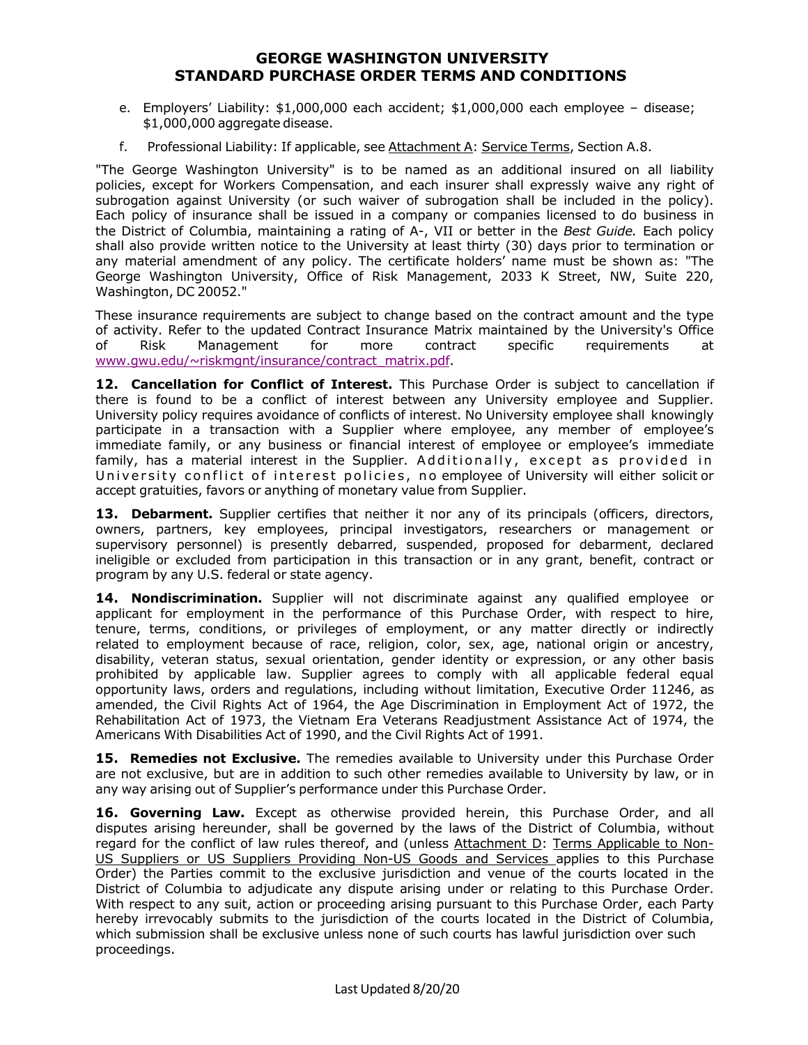e. Employers' Liability: $1,000,000 each accident; $1,000,000 each employee – disease; $1,000,000 aggregate disease.

f. Professional Liability: If applicable, see Attachment A: Service Terms, Section A.8.

"The George Washington University" is to be named as an additional insured on all liability policies, except for Workers Compensation, and each insurer shall expressly waive any right of subrogation against University (or such waiver of subrogation shall be included in the policy). Each policy of insurance shall be issued in a company or companies licensed to do business in the District of Columbia, maintaining a rating of A-, VII or better in the *Best Guide.* Each policy shall also provide written notice to the University at least thirty (30) days prior to termination or any material amendment of any policy. The certificate holders' name must be shown as: "The George Washington University, Office of Risk Management, 2033 K Street, NW, Suite 220, Washington, DC 20052."

These insurance requirements are subject to change based on the contract amount and the type of activity. Refer to the updated Contract Insurance Matrix maintained by the University's Office of Risk Management for more contract specific requirements at www.gwu.edu/~riskmgnt/insurance/contract_matrix.pdf.

**12. Cancellation for Conflict of Interest.** This Purchase Order is subject to cancellation if there is found to be a conflict of interest between any University employee and Supplier. University policy requires avoidance of conflicts of interest. No University employee shall knowingly participate in a transaction with a Supplier where employee, any member of employee's immediate family, or any business or financial interest of employee or employee's immediate family, has a material interest in the Supplier. Additionally, except as provided in University conflict of interest policies, no employee of University will either solicit or accept gratuities, favors or anything of monetary value from Supplier.

**13. Debarment.** Supplier certifies that neither it nor any of its principals (officers, directors, owners, partners, key employees, principal investigators, researchers or management or supervisory personnel) is presently debarred, suspended, proposed for debarment, declared ineligible or excluded from participation in this transaction or in any grant, benefit, contract or program by any U.S. federal or state agency.

**14. Nondiscrimination.** Supplier will not discriminate against any qualified employee or applicant for employment in the performance of this Purchase Order, with respect to hire, tenure, terms, conditions, or privileges of employment, or any matter directly or indirectly related to employment because of race, religion, color, sex, age, national origin or ancestry, disability, veteran status, sexual orientation, gender identity or expression, or any other basis prohibited by applicable law. Supplier agrees to comply with all applicable federal equal opportunity laws, orders and regulations, including without limitation, Executive Order 11246, as amended, the Civil Rights Act of 1964, the Age Discrimination in Employment Act of 1972, the Rehabilitation Act of 1973, the Vietnam Era Veterans Readjustment Assistance Act of 1974, the Americans With Disabilities Act of 1990, and the Civil Rights Act of 1991.

**15. Remedies not Exclusive.** The remedies available to University under this Purchase Order are not exclusive, but are in addition to such other remedies available to University by law, or in any way arising out of Supplier's performance under this Purchase Order.

**16. Governing Law.** Except as otherwise provided herein, this Purchase Order, and all disputes arising hereunder, shall be governed by the laws of the District of Columbia, without regard for the conflict of law rules thereof, and (unless Attachment D: Terms Applicable to Non-US Suppliers or US Suppliers Providing Non-US Goods and Services applies to this Purchase Order) the Parties commit to the exclusive jurisdiction and venue of the courts located in the District of Columbia to adjudicate any dispute arising under or relating to this Purchase Order. With respect to any suit, action or proceeding arising pursuant to this Purchase Order, each Party hereby irrevocably submits to the jurisdiction of the courts located in the District of Columbia, which submission shall be exclusive unless none of such courts has lawful jurisdiction over such proceedings.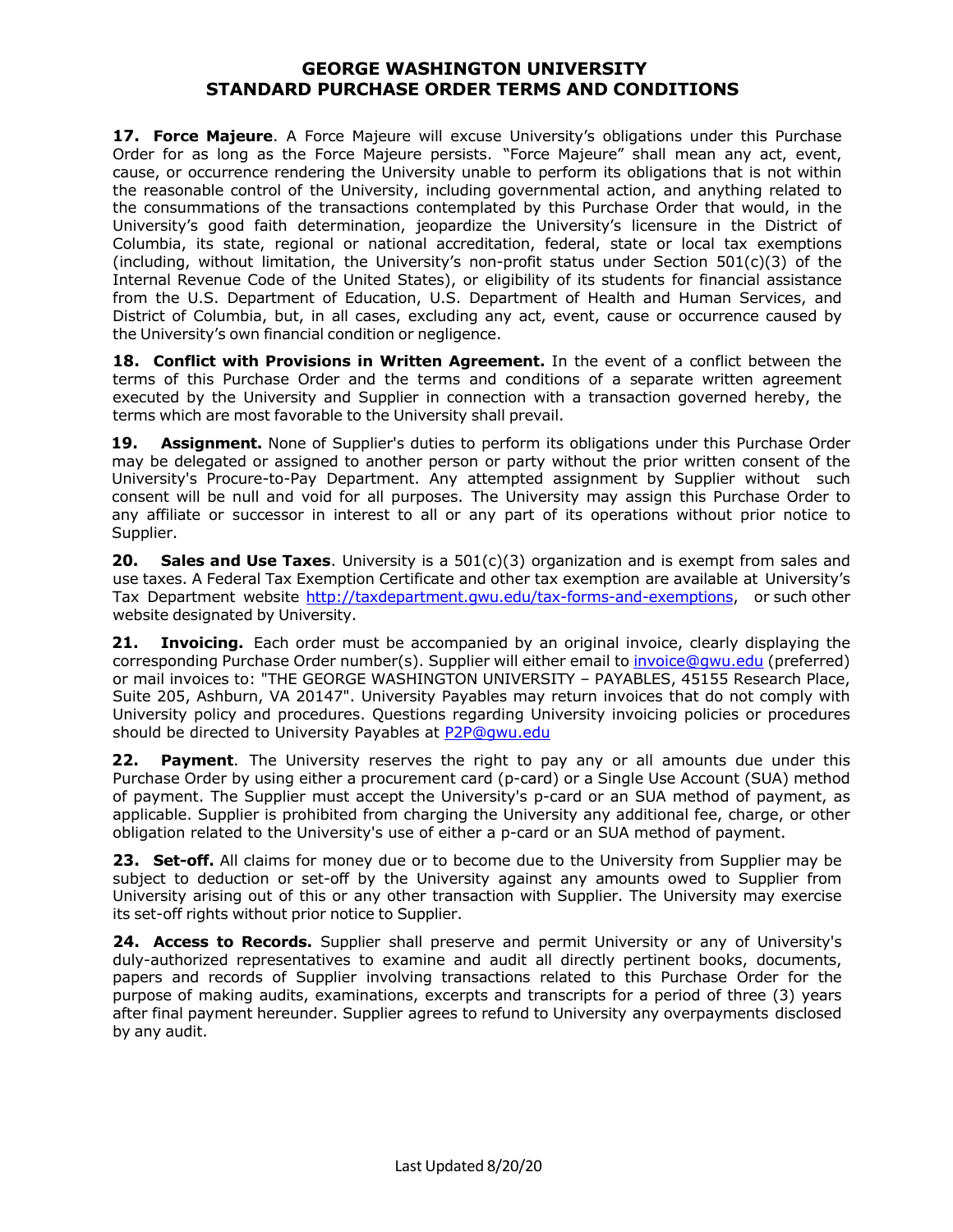# GEORGE WASHINGTON UNIVERSITY
# STANDARD PURCHASE ORDER TERMS AND CONDITIONS

**17. Force Majeure**. A Force Majeure will excuse University's obligations under this Purchase Order for as long as the Force Majeure persists. "Force Majeure" shall mean any act, event, cause, or occurrence rendering the University unable to perform its obligations that is not within the reasonable control of the University, including governmental action, and anything related to the consummations of the transactions contemplated by this Purchase Order that would, in the University's good faith determination, jeopardize the University's licensure in the District of Columbia, its state, regional or national accreditation, federal, state or local tax exemptions (including, without limitation, the University's non-profit status under Section 501(c)(3) of the Internal Revenue Code of the United States), or eligibility of its students for financial assistance from the U.S. Department of Education, U.S. Department of Health and Human Services, and District of Columbia, but, in all cases, excluding any act, event, cause or occurrence caused by the University's own financial condition or negligence.

**18. Conflict with Provisions in Written Agreement.** In the event of a conflict between the terms of this Purchase Order and the terms and conditions of a separate written agreement executed by the University and Supplier in connection with a transaction governed hereby, the terms which are most favorable to the University shall prevail.

**19. Assignment.** None of Supplier's duties to perform its obligations under this Purchase Order may be delegated or assigned to another person or party without the prior written consent of the University's Procure-to-Pay Department. Any attempted assignment by Supplier without such consent will be null and void for all purposes. The University may assign this Purchase Order to any affiliate or successor in interest to all or any part of its operations without prior notice to Supplier.

**20. Sales and Use Taxes**. University is a 501(c)(3) organization and is exempt from sales and use taxes. A Federal Tax Exemption Certificate and other tax exemption are available at University's Tax Department website http://taxdepartment.gwu.edu/tax-forms-and-exemptions, or such other website designated by University.

**21. Invoicing.** Each order must be accompanied by an original invoice, clearly displaying the corresponding Purchase Order number(s). Supplier will either email to invoice@gwu.edu (preferred) or mail invoices to: "THE GEORGE WASHINGTON UNIVERSITY – PAYABLES, 45155 Research Place, Suite 205, Ashburn, VA 20147". University Payables may return invoices that do not comply with University policy and procedures. Questions regarding University invoicing policies or procedures should be directed to University Payables at P2P@gwu.edu

**22. Payment**. The University reserves the right to pay any or all amounts due under this Purchase Order by using either a procurement card (p-card) or a Single Use Account (SUA) method of payment. The Supplier must accept the University's p-card or an SUA method of payment, as applicable. Supplier is prohibited from charging the University any additional fee, charge, or other obligation related to the University's use of either a p-card or an SUA method of payment.

**23. Set-off.** All claims for money due or to become due to the University from Supplier may be subject to deduction or set-off by the University against any amounts owed to Supplier from University arising out of this or any other transaction with Supplier. The University may exercise its set-off rights without prior notice to Supplier.

**24. Access to Records.** Supplier shall preserve and permit University or any of University's duly-authorized representatives to examine and audit all directly pertinent books, documents, papers and records of Supplier involving transactions related to this Purchase Order for the purpose of making audits, examinations, excerpts and transcripts for a period of three (3) years after final payment hereunder. Supplier agrees to refund to University any overpayments disclosed by any audit.

Last Updated 8/20/20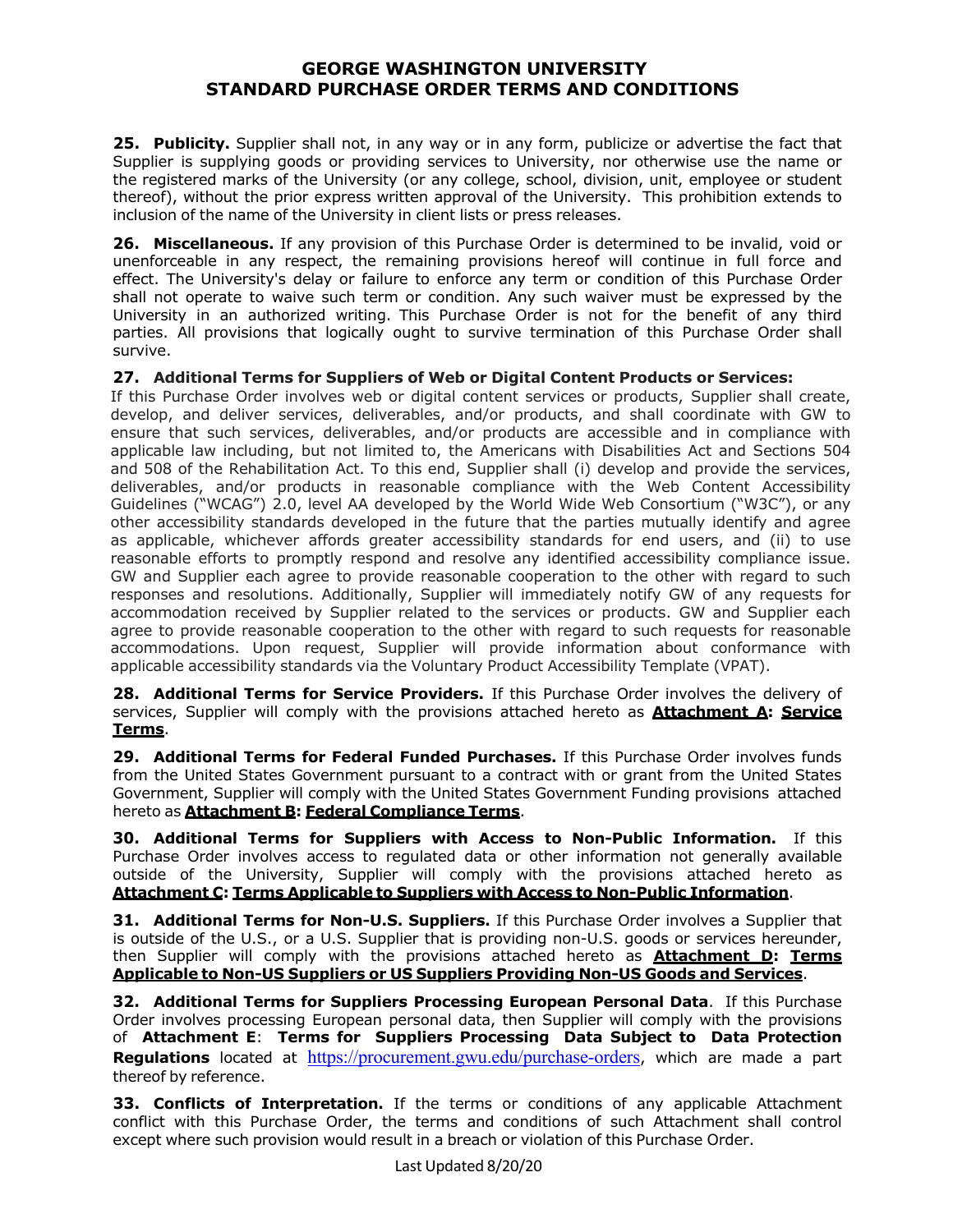**25. Publicity.** Supplier shall not, in any way or in any form, publicize or advertise the fact that Supplier is supplying goods or providing services to University, nor otherwise use the name or the registered marks of the University (or any college, school, division, unit, employee or student thereof), without the prior express written approval of the University. This prohibition extends to inclusion of the name of the University in client lists or press releases.

**26. Miscellaneous.** If any provision of this Purchase Order is determined to be invalid, void or unenforceable in any respect, the remaining provisions hereof will continue in full force and effect. The University's delay or failure to enforce any term or condition of this Purchase Order shall not operate to waive such term or condition. Any such waiver must be expressed by the University in an authorized writing. This Purchase Order is not for the benefit of any third parties. All provisions that logically ought to survive termination of this Purchase Order shall survive.

**27. Additional Terms for Suppliers of Web or Digital Content Products or Services:** If this Purchase Order involves web or digital content services or products, Supplier shall create, develop, and deliver services, deliverables, and/or products, and shall coordinate with GW to ensure that such services, deliverables, and/or products are accessible and in compliance with applicable law including, but not limited to, the Americans with Disabilities Act and Sections 504 and 508 of the Rehabilitation Act. To this end, Supplier shall (i) develop and provide the services, deliverables, and/or products in reasonable compliance with the Web Content Accessibility Guidelines ("WCAG") 2.0, level AA developed by the World Wide Web Consortium ("W3C"), or any other accessibility standards developed in the future that the parties mutually identify and agree as applicable, whichever affords greater accessibility standards for end users, and (ii) to use reasonable efforts to promptly respond and resolve any identified accessibility compliance issue. GW and Supplier each agree to provide reasonable cooperation to the other with regard to such responses and resolutions. Additionally, Supplier will immediately notify GW of any requests for accommodation received by Supplier related to the services or products. GW and Supplier each agree to provide reasonable cooperation to the other with regard to such requests for reasonable accommodations. Upon request, Supplier will provide information about conformance with applicable accessibility standards via the Voluntary Product Accessibility Template (VPAT).

**28. Additional Terms for Service Providers.** If this Purchase Order involves the delivery of services, Supplier will comply with the provisions attached hereto as **Attachment A: Service Terms**.

**29. Additional Terms for Federal Funded Purchases.** If this Purchase Order involves funds from the United States Government pursuant to a contract with or grant from the United States Government, Supplier will comply with the United States Government Funding provisions attached hereto as **Attachment B: Federal Compliance Terms**.

**30. Additional Terms for Suppliers with Access to Non-Public Information.** If this Purchase Order involves access to regulated data or other information not generally available outside of the University, Supplier will comply with the provisions attached hereto as **Attachment C: Terms Applicable to Suppliers with Access to Non-Public Information**.

**31. Additional Terms for Non-U.S. Suppliers.** If this Purchase Order involves a Supplier that is outside of the U.S., or a U.S. Supplier that is providing non-U.S. goods or services hereunder, then Supplier will comply with the provisions attached hereto as **Attachment D: Terms Applicable to Non-US Suppliers or US Suppliers Providing Non-US Goods and Services**.

**32. Additional Terms for Suppliers Processing European Personal Data**. If this Purchase Order involves processing European personal data, then Supplier will comply with the provisions of **Attachment E**: **Terms for Suppliers Processing Data Subject to Data Protection Regulations** located at https://procurement.gwu.edu/purchase-orders, which are made a part thereof by reference.

**33. Conflicts of Interpretation.** If the terms or conditions of any applicable Attachment conflict with this Purchase Order, the terms and conditions of such Attachment shall control except where such provision would result in a breach or violation of this Purchase Order.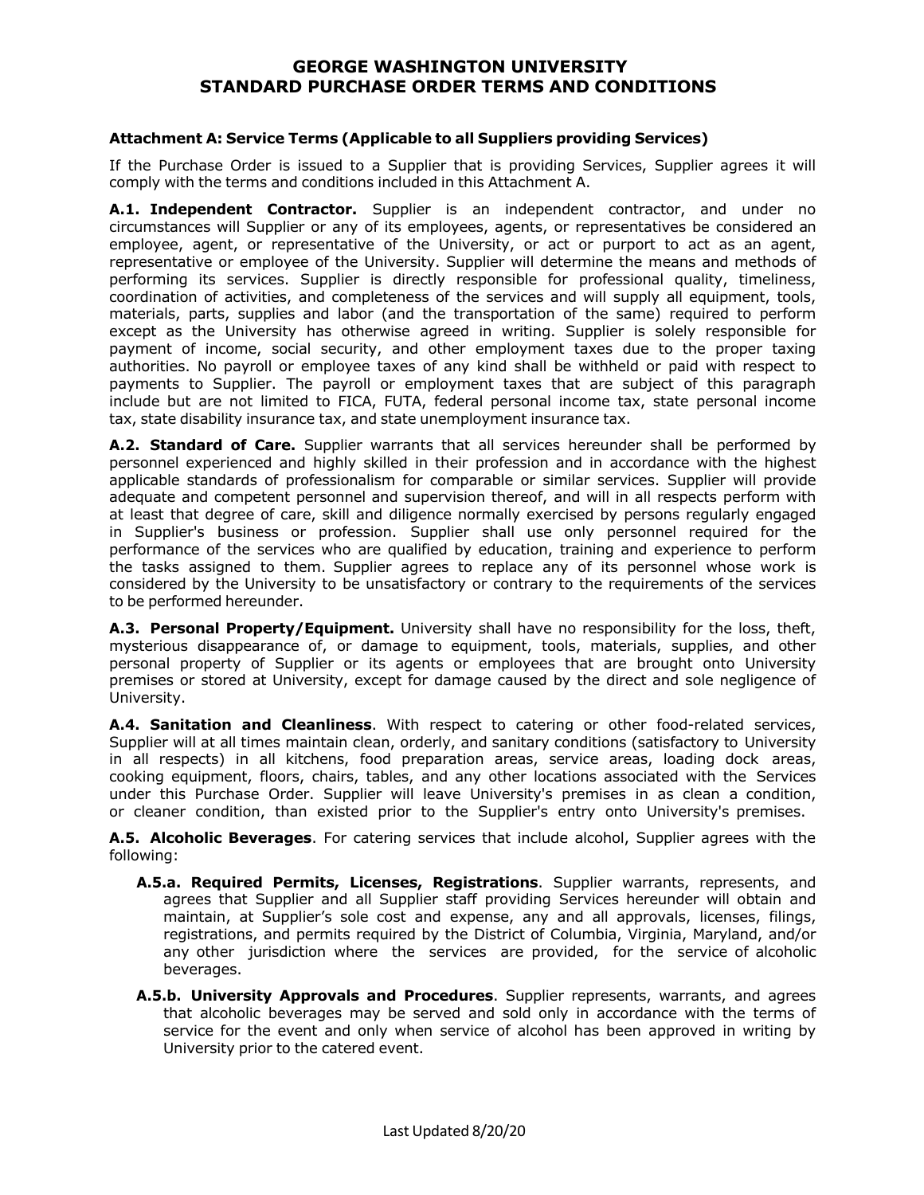# GEORGE WASHINGTON UNIVERSITY STANDARD PURCHASE ORDER TERMS AND CONDITIONS

**Attachment A: Service Terms (Applicable to all Suppliers providing Services)**

If the Purchase Order is issued to a Supplier that is providing Services, Supplier agrees it will comply with the terms and conditions included in this Attachment A.

**A.1. Independent Contractor.** Supplier is an independent contractor, and under no circumstances will Supplier or any of its employees, agents, or representatives be considered an employee, agent, or representative of the University, or act or purport to act as an agent, representative or employee of the University. Supplier will determine the means and methods of performing its services. Supplier is directly responsible for professional quality, timeliness, coordination of activities, and completeness of the services and will supply all equipment, tools, materials, parts, supplies and labor (and the transportation of the same) required to perform except as the University has otherwise agreed in writing. Supplier is solely responsible for payment of income, social security, and other employment taxes due to the proper taxing authorities. No payroll or employee taxes of any kind shall be withheld or paid with respect to payments to Supplier. The payroll or employment taxes that are subject of this paragraph include but are not limited to FICA, FUTA, federal personal income tax, state personal income tax, state disability insurance tax, and state unemployment insurance tax.

**A.2. Standard of Care.** Supplier warrants that all services hereunder shall be performed by personnel experienced and highly skilled in their profession and in accordance with the highest applicable standards of professionalism for comparable or similar services. Supplier will provide adequate and competent personnel and supervision thereof, and will in all respects perform with at least that degree of care, skill and diligence normally exercised by persons regularly engaged in Supplier's business or profession. Supplier shall use only personnel required for the performance of the services who are qualified by education, training and experience to perform the tasks assigned to them. Supplier agrees to replace any of its personnel whose work is considered by the University to be unsatisfactory or contrary to the requirements of the services to be performed hereunder.

**A.3. Personal Property/Equipment.** University shall have no responsibility for the loss, theft, mysterious disappearance of, or damage to equipment, tools, materials, supplies, and other personal property of Supplier or its agents or employees that are brought onto University premises or stored at University, except for damage caused by the direct and sole negligence of University.

**A.4. Sanitation and Cleanliness**. With respect to catering or other food-related services, Supplier will at all times maintain clean, orderly, and sanitary conditions (satisfactory to University in all respects) in all kitchens, food preparation areas, service areas, loading dock areas, cooking equipment, floors, chairs, tables, and any other locations associated with the Services under this Purchase Order. Supplier will leave University's premises in as clean a condition, or cleaner condition, than existed prior to the Supplier's entry onto University's premises.

**A.5. Alcoholic Beverages**. For catering services that include alcohol, Supplier agrees with the following:

- **A.5.a. Required Permits, Licenses, Registrations**. Supplier warrants, represents, and agrees that Supplier and all Supplier staff providing Services hereunder will obtain and maintain, at Supplier's sole cost and expense, any and all approvals, licenses, filings, registrations, and permits required by the District of Columbia, Virginia, Maryland, and/or any other jurisdiction where the services are provided, for the service of alcoholic beverages.
- **A.5.b. University Approvals and Procedures**. Supplier represents, warrants, and agrees that alcoholic beverages may be served and sold only in accordance with the terms of service for the event and only when service of alcohol has been approved in writing by University prior to the catered event.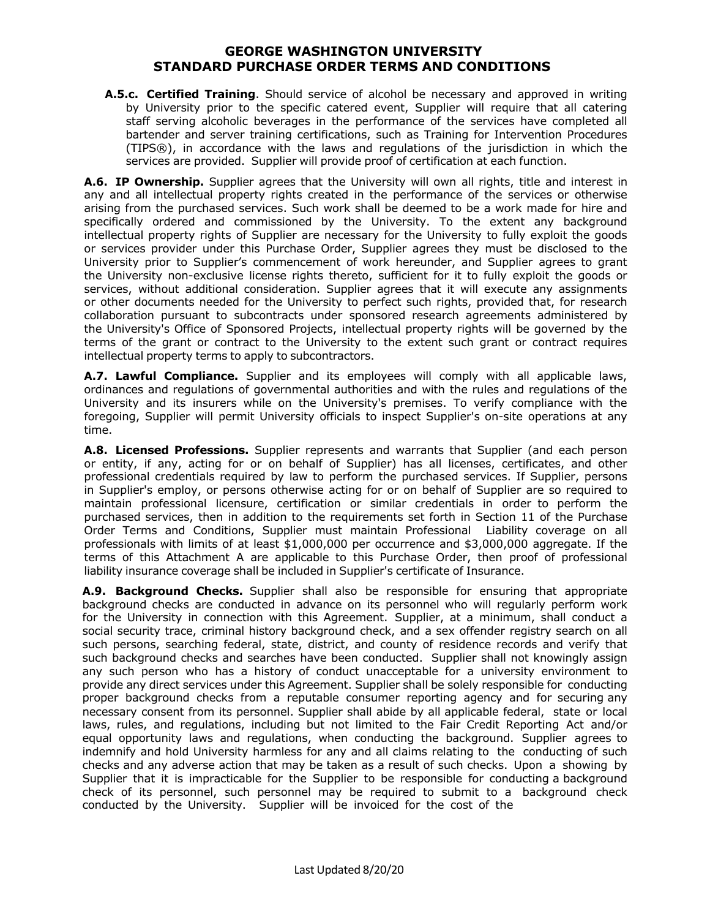**A.5.c. Certified Training**. Should service of alcohol be necessary and approved in writing by University prior to the specific catered event, Supplier will require that all catering staff serving alcoholic beverages in the performance of the services have completed all bartender and server training certifications, such as Training for Intervention Procedures (TIPS®), in accordance with the laws and regulations of the jurisdiction in which the services are provided. Supplier will provide proof of certification at each function.

**A.6. IP Ownership.** Supplier agrees that the University will own all rights, title and interest in any and all intellectual property rights created in the performance of the services or otherwise arising from the purchased services. Such work shall be deemed to be a work made for hire and specifically ordered and commissioned by the University. To the extent any background intellectual property rights of Supplier are necessary for the University to fully exploit the goods or services provider under this Purchase Order, Supplier agrees they must be disclosed to the University prior to Supplier's commencement of work hereunder, and Supplier agrees to grant the University non-exclusive license rights thereto, sufficient for it to fully exploit the goods or services, without additional consideration. Supplier agrees that it will execute any assignments or other documents needed for the University to perfect such rights, provided that, for research collaboration pursuant to subcontracts under sponsored research agreements administered by the University's Office of Sponsored Projects, intellectual property rights will be governed by the terms of the grant or contract to the University to the extent such grant or contract requires intellectual property terms to apply to subcontractors.

**A.7. Lawful Compliance.** Supplier and its employees will comply with all applicable laws, ordinances and regulations of governmental authorities and with the rules and regulations of the University and its insurers while on the University's premises. To verify compliance with the foregoing, Supplier will permit University officials to inspect Supplier's on-site operations at any time.

**A.8. Licensed Professions.** Supplier represents and warrants that Supplier (and each person or entity, if any, acting for or on behalf of Supplier) has all licenses, certificates, and other professional credentials required by law to perform the purchased services. If Supplier, persons in Supplier's employ, or persons otherwise acting for or on behalf of Supplier are so required to maintain professional licensure, certification or similar credentials in order to perform the purchased services, then in addition to the requirements set forth in Section 11 of the Purchase Order Terms and Conditions, Supplier must maintain Professional Liability coverage on all professionals with limits of at least $1,000,000 per occurrence and $3,000,000 aggregate. If the terms of this Attachment A are applicable to this Purchase Order, then proof of professional liability insurance coverage shall be included in Supplier's certificate of Insurance.

**A.9. Background Checks.** Supplier shall also be responsible for ensuring that appropriate background checks are conducted in advance on its personnel who will regularly perform work for the University in connection with this Agreement. Supplier, at a minimum, shall conduct a social security trace, criminal history background check, and a sex offender registry search on all such persons, searching federal, state, district, and county of residence records and verify that such background checks and searches have been conducted. Supplier shall not knowingly assign any such person who has a history of conduct unacceptable for a university environment to provide any direct services under this Agreement. Supplier shall be solely responsible for conducting proper background checks from a reputable consumer reporting agency and for securing any necessary consent from its personnel. Supplier shall abide by all applicable federal, state or local laws, rules, and regulations, including but not limited to the Fair Credit Reporting Act and/or equal opportunity laws and regulations, when conducting the background. Supplier agrees to indemnify and hold University harmless for any and all claims relating to the conducting of such checks and any adverse action that may be taken as a result of such checks. Upon a showing by Supplier that it is impracticable for the Supplier to be responsible for conducting a background check of its personnel, such personnel may be required to submit to a background check conducted by the University. Supplier will be invoiced for the cost of the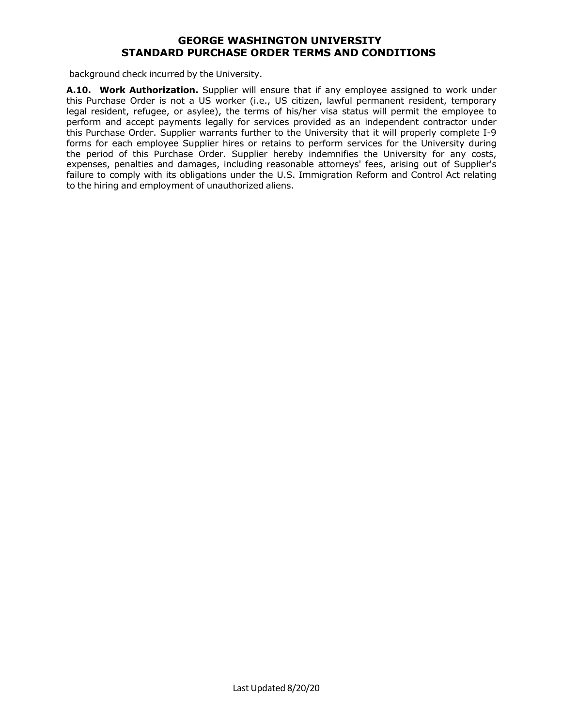background check incurred by the University.

**A.10. Work Authorization.** Supplier will ensure that if any employee assigned to work under this Purchase Order is not a US worker (i.e., US citizen, lawful permanent resident, temporary legal resident, refugee, or asylee), the terms of his/her visa status will permit the employee to perform and accept payments legally for services provided as an independent contractor under this Purchase Order. Supplier warrants further to the University that it will properly complete I-9 forms for each employee Supplier hires or retains to perform services for the University during the period of this Purchase Order. Supplier hereby indemnifies the University for any costs, expenses, penalties and damages, including reasonable attorneys' fees, arising out of Supplier's failure to comply with its obligations under the U.S. Immigration Reform and Control Act relating to the hiring and employment of unauthorized aliens.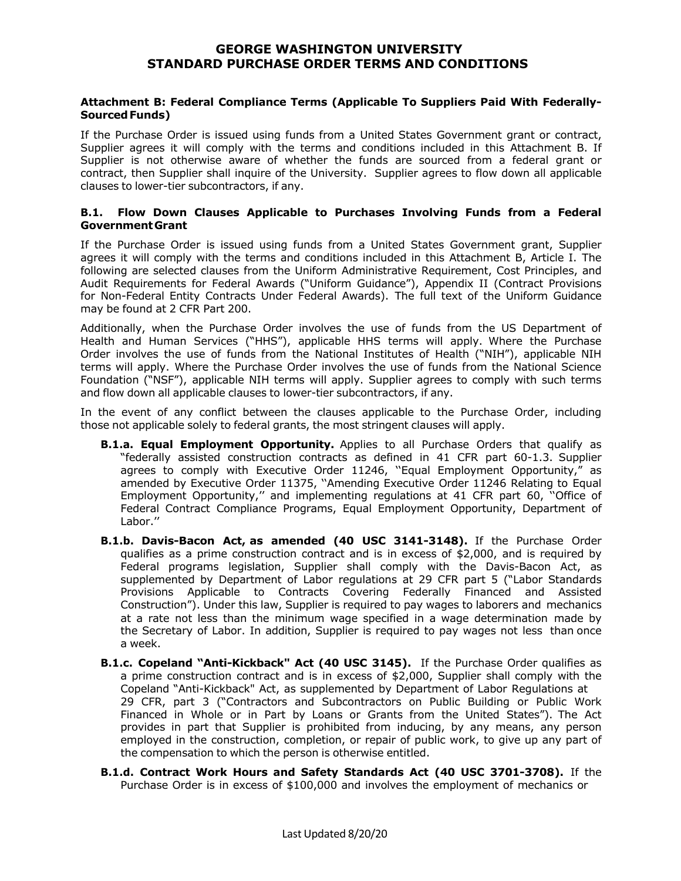# GEORGE WASHINGTON UNIVERSITY STANDARD PURCHASE ORDER TERMS AND CONDITIONS

**Attachment B: Federal Compliance Terms (Applicable To Suppliers Paid With Federally-Sourced Funds)**

If the Purchase Order is issued using funds from a United States Government grant or contract, Supplier agrees it will comply with the terms and conditions included in this Attachment B. If Supplier is not otherwise aware of whether the funds are sourced from a federal grant or contract, then Supplier shall inquire of the University. Supplier agrees to flow down all applicable clauses to lower-tier subcontractors, if any.

**B.1. Flow Down Clauses Applicable to Purchases Involving Funds from a Federal Government Grant**

If the Purchase Order is issued using funds from a United States Government grant, Supplier agrees it will comply with the terms and conditions included in this Attachment B, Article I. The following are selected clauses from the Uniform Administrative Requirement, Cost Principles, and Audit Requirements for Federal Awards ("Uniform Guidance"), Appendix II (Contract Provisions for Non-Federal Entity Contracts Under Federal Awards). The full text of the Uniform Guidance may be found at 2 CFR Part 200.

Additionally, when the Purchase Order involves the use of funds from the US Department of Health and Human Services ("HHS"), applicable HHS terms will apply. Where the Purchase Order involves the use of funds from the National Institutes of Health ("NIH"), applicable NIH terms will apply. Where the Purchase Order involves the use of funds from the National Science Foundation ("NSF"), applicable NIH terms will apply. Supplier agrees to comply with such terms and flow down all applicable clauses to lower-tier subcontractors, if any.

In the event of any conflict between the clauses applicable to the Purchase Order, including those not applicable solely to federal grants, the most stringent clauses will apply.

- **B.1.a. Equal Employment Opportunity.** Applies to all Purchase Orders that qualify as "federally assisted construction contracts as defined in 41 CFR part 60-1.3. Supplier agrees to comply with Executive Order 11246, ''Equal Employment Opportunity,'' as amended by Executive Order 11375, ''Amending Executive Order 11246 Relating to Equal Employment Opportunity,'' and implementing regulations at 41 CFR part 60, ''Office of Federal Contract Compliance Programs, Equal Employment Opportunity, Department of Labor.''
- **B.1.b. Davis-Bacon Act, as amended (40 USC 3141-3148).** If the Purchase Order qualifies as a prime construction contract and is in excess of $2,000, and is required by Federal programs legislation, Supplier shall comply with the Davis-Bacon Act, as supplemented by Department of Labor regulations at 29 CFR part 5 ("Labor Standards Provisions Applicable to Contracts Covering Federally Financed and Assisted Construction"). Under this law, Supplier is required to pay wages to laborers and mechanics at a rate not less than the minimum wage specified in a wage determination made by the Secretary of Labor. In addition, Supplier is required to pay wages not less than once a week.
- **B.1.c. Copeland "Anti-Kickback" Act (40 USC 3145).** If the Purchase Order qualifies as a prime construction contract and is in excess of $2,000, Supplier shall comply with the Copeland "Anti-Kickback" Act, as supplemented by Department of Labor Regulations at 29 CFR, part 3 ("Contractors and Subcontractors on Public Building or Public Work Financed in Whole or in Part by Loans or Grants from the United States"). The Act provides in part that Supplier is prohibited from inducing, by any means, any person employed in the construction, completion, or repair of public work, to give up any part of the compensation to which the person is otherwise entitled.
- **B.1.d. Contract Work Hours and Safety Standards Act (40 USC 3701-3708).** If the Purchase Order is in excess of $100,000 and involves the employment of mechanics or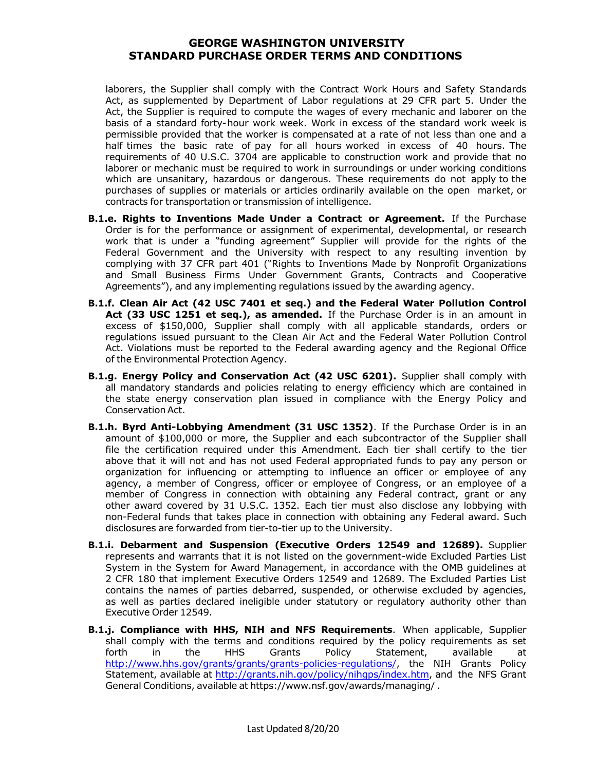laborers, the Supplier shall comply with the Contract Work Hours and Safety Standards Act, as supplemented by Department of Labor regulations at 29 CFR part 5. Under the Act, the Supplier is required to compute the wages of every mechanic and laborer on the basis of a standard forty-hour work week. Work in excess of the standard work week is permissible provided that the worker is compensated at a rate of not less than one and a half times the basic rate of pay for all hours worked in excess of 40 hours. The requirements of 40 U.S.C. 3704 are applicable to construction work and provide that no laborer or mechanic must be required to work in surroundings or under working conditions which are unsanitary, hazardous or dangerous. These requirements do not apply to the purchases of supplies or materials or articles ordinarily available on the open market, or contracts for transportation or transmission of intelligence.

**B.1.e. Rights to Inventions Made Under a Contract or Agreement.** If the Purchase Order is for the performance or assignment of experimental, developmental, or research work that is under a "funding agreement" Supplier will provide for the rights of the Federal Government and the University with respect to any resulting invention by complying with 37 CFR part 401 ("Rights to Inventions Made by Nonprofit Organizations and Small Business Firms Under Government Grants, Contracts and Cooperative Agreements"), and any implementing regulations issued by the awarding agency.

**B.1.f. Clean Air Act (42 USC 7401 et seq.) and the Federal Water Pollution Control Act (33 USC 1251 et seq.), as amended.** If the Purchase Order is in an amount in excess of $150,000, Supplier shall comply with all applicable standards, orders or regulations issued pursuant to the Clean Air Act and the Federal Water Pollution Control Act. Violations must be reported to the Federal awarding agency and the Regional Office of the Environmental Protection Agency.

**B.1.g. Energy Policy and Conservation Act (42 USC 6201).** Supplier shall comply with all mandatory standards and policies relating to energy efficiency which are contained in the state energy conservation plan issued in compliance with the Energy Policy and Conservation Act.

**B.1.h. Byrd Anti-Lobbying Amendment (31 USC 1352)**. If the Purchase Order is in an amount of $100,000 or more, the Supplier and each subcontractor of the Supplier shall file the certification required under this Amendment. Each tier shall certify to the tier above that it will not and has not used Federal appropriated funds to pay any person or organization for influencing or attempting to influence an officer or employee of any agency, a member of Congress, officer or employee of Congress, or an employee of a member of Congress in connection with obtaining any Federal contract, grant or any other award covered by 31 U.S.C. 1352. Each tier must also disclose any lobbying with non-Federal funds that takes place in connection with obtaining any Federal award. Such disclosures are forwarded from tier-to-tier up to the University.

**B.1.i. Debarment and Suspension (Executive Orders 12549 and 12689).** Supplier represents and warrants that it is not listed on the government-wide Excluded Parties List System in the System for Award Management, in accordance with the OMB guidelines at 2 CFR 180 that implement Executive Orders 12549 and 12689. The Excluded Parties List contains the names of parties debarred, suspended, or otherwise excluded by agencies, as well as parties declared ineligible under statutory or regulatory authority other than Executive Order 12549.

**B.1.j. Compliance with HHS, NIH and NFS Requirements**. When applicable, Supplier shall comply with the terms and conditions required by the policy requirements as set forth in the HHS Grants Policy Statement, available at http://www.hhs.gov/grants/grants/grants-policies-regulations/, the NIH Grants Policy Statement, available at http://grants.nih.gov/policy/nihgps/index.htm, and the NFS Grant General Conditions, available at https://www.nsf.gov/awards/managing/ .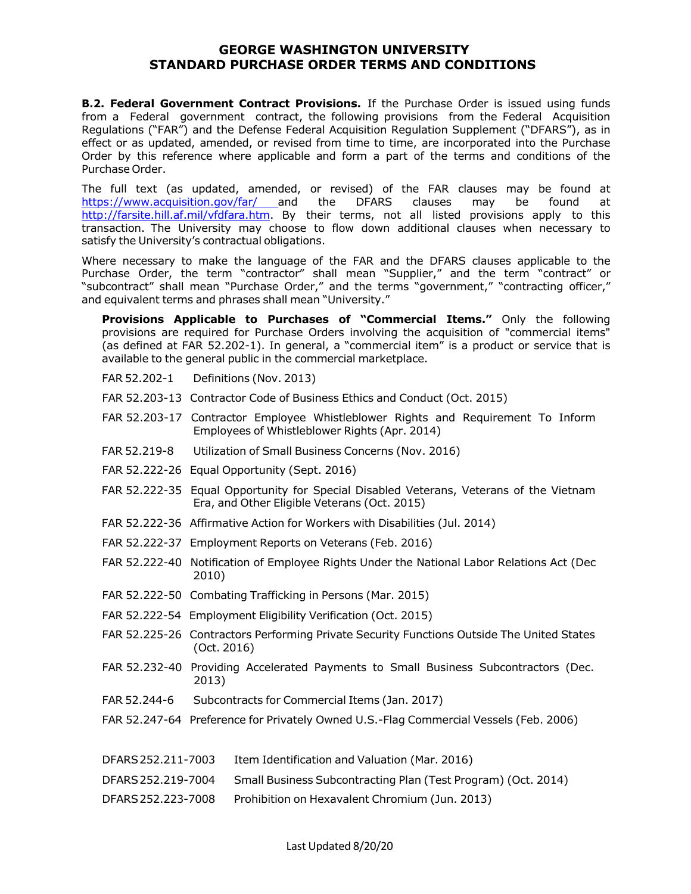# GEORGE WASHINGTON UNIVERSITY
# STANDARD PURCHASE ORDER TERMS AND CONDITIONS

**B.2. Federal Government Contract Provisions.** If the Purchase Order is issued using funds from a Federal government contract, the following provisions from the Federal Acquisition Regulations ("FAR") and the Defense Federal Acquisition Regulation Supplement ("DFARS"), as in effect or as updated, amended, or revised from time to time, are incorporated into the Purchase Order by this reference where applicable and form a part of the terms and conditions of the Purchase Order.

The full text (as updated, amended, or revised) of the FAR clauses may be found at https://www.acquisition.gov/far/ and the DFARS clauses may be found at http://farsite.hill.af.mil/vfdfara.htm. By their terms, not all listed provisions apply to this transaction. The University may choose to flow down additional clauses when necessary to satisfy the University's contractual obligations.

Where necessary to make the language of the FAR and the DFARS clauses applicable to the Purchase Order, the term "contractor" shall mean "Supplier," and the term "contract" or "subcontract" shall mean "Purchase Order," and the terms "government," "contracting officer," and equivalent terms and phrases shall mean "University."

**Provisions Applicable to Purchases of "Commercial Items."** Only the following provisions are required for Purchase Orders involving the acquisition of "commercial items" (as defined at FAR 52.202-1). In general, a "commercial item" is a product or service that is available to the general public in the commercial marketplace.

- FAR 52.202-1 Definitions (Nov. 2013)
- FAR 52.203-13 Contractor Code of Business Ethics and Conduct (Oct. 2015)
- FAR 52.203-17 Contractor Employee Whistleblower Rights and Requirement To Inform Employees of Whistleblower Rights (Apr. 2014)
- FAR 52.219-8 Utilization of Small Business Concerns (Nov. 2016)
- FAR 52.222-26 Equal Opportunity (Sept. 2016)
- FAR 52.222-35 Equal Opportunity for Special Disabled Veterans, Veterans of the Vietnam Era, and Other Eligible Veterans (Oct. 2015)
- FAR 52.222-36 Affirmative Action for Workers with Disabilities (Jul. 2014)
- FAR 52.222-37 Employment Reports on Veterans (Feb. 2016)
- FAR 52.222-40 Notification of Employee Rights Under the National Labor Relations Act (Dec 2010)
- FAR 52.222-50 Combating Trafficking in Persons (Mar. 2015)
- FAR 52.222-54 Employment Eligibility Verification (Oct. 2015)
- FAR 52.225-26 Contractors Performing Private Security Functions Outside The United States (Oct. 2016)
- FAR 52.232-40 Providing Accelerated Payments to Small Business Subcontractors (Dec. 2013)
- FAR 52.244-6 Subcontracts for Commercial Items (Jan. 2017)
- FAR 52.247-64 Preference for Privately Owned U.S.-Flag Commercial Vessels (Feb. 2006)

- DFARS 252.211-7003 Item Identification and Valuation (Mar. 2016)
- DFARS 252.219-7004 Small Business Subcontracting Plan (Test Program) (Oct. 2014)
- DFARS 252.223-7008 Prohibition on Hexavalent Chromium (Jun. 2013)

Last Updated 8/20/20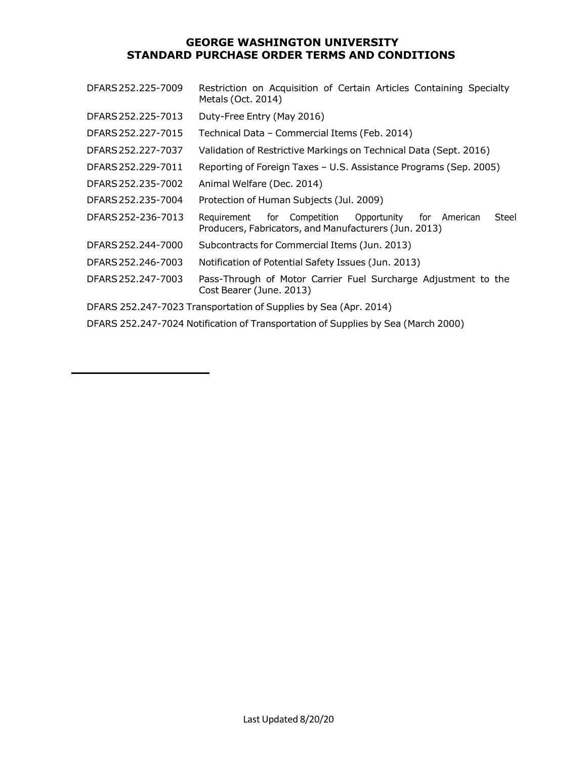**GEORGE WASHINGTON UNIVERSITY**
**STANDARD PURCHASE ORDER TERMS AND CONDITIONS**

| | |
|---|---|
| DFARS 252.225-7009 | Restriction on Acquisition of Certain Articles Containing Specialty Metals (Oct. 2014) |
| DFARS 252.225-7013 | Duty-Free Entry (May 2016) |
| DFARS 252.227-7015 | Technical Data – Commercial Items (Feb. 2014) |
| DFARS 252.227-7037 | Validation of Restrictive Markings on Technical Data (Sept. 2016) |
| DFARS 252.229-7011 | Reporting of Foreign Taxes – U.S. Assistance Programs (Sep. 2005) |
| DFARS 252.235-7002 | Animal Welfare (Dec. 2014) |
| DFARS 252.235-7004 | Protection of Human Subjects (Jul. 2009) |
| DFARS 252-236-7013 | Requirement for Competition Opportunity for American Steel Producers, Fabricators, and Manufacturers (Jun. 2013) |
| DFARS 252.244-7000 | Subcontracts for Commercial Items (Jun. 2013) |
| DFARS 252.246-7003 | Notification of Potential Safety Issues (Jun. 2013) |
| DFARS 252.247-7003 | Pass-Through of Motor Carrier Fuel Surcharge Adjustment to the Cost Bearer (June. 2013) |

DFARS 252.247-7023 Transportation of Supplies by Sea (Apr. 2014)

DFARS 252.247-7024 Notification of Transportation of Supplies by Sea (March 2000)

Last Updated 8/20/20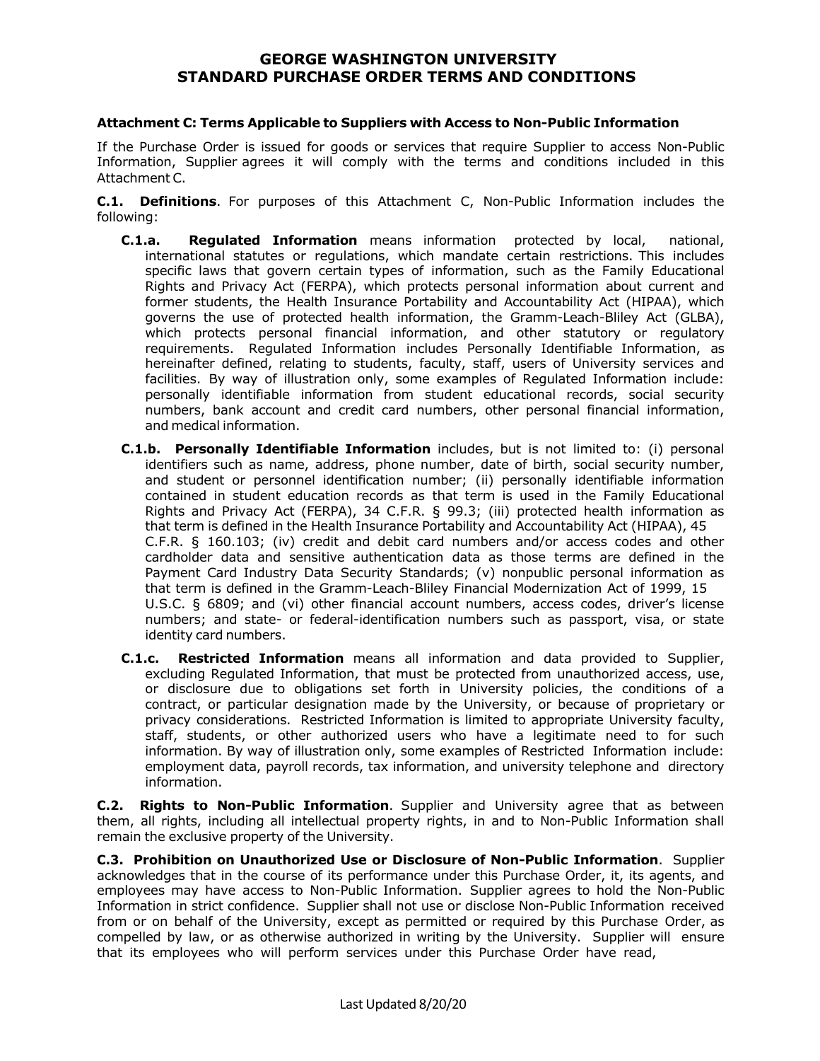# GEORGE WASHINGTON UNIVERSITY STANDARD PURCHASE ORDER TERMS AND CONDITIONS

### Attachment C: Terms Applicable to Suppliers with Access to Non-Public Information

If the Purchase Order is issued for goods or services that require Supplier to access Non-Public Information, Supplier agrees it will comply with the terms and conditions included in this Attachment C.

**C.1. Definitions**. For purposes of this Attachment C, Non-Public Information includes the following:

- **C.1.a. Regulated Information** means information protected by local, national, international statutes or regulations, which mandate certain restrictions. This includes specific laws that govern certain types of information, such as the Family Educational Rights and Privacy Act (FERPA), which protects personal information about current and former students, the Health Insurance Portability and Accountability Act (HIPAA), which governs the use of protected health information, the Gramm-Leach-Bliley Act (GLBA), which protects personal financial information, and other statutory or regulatory requirements. Regulated Information includes Personally Identifiable Information, as hereinafter defined, relating to students, faculty, staff, users of University services and facilities. By way of illustration only, some examples of Regulated Information include: personally identifiable information from student educational records, social security numbers, bank account and credit card numbers, other personal financial information, and medical information.
- **C.1.b. Personally Identifiable Information** includes, but is not limited to: (i) personal identifiers such as name, address, phone number, date of birth, social security number, and student or personnel identification number; (ii) personally identifiable information contained in student education records as that term is used in the Family Educational Rights and Privacy Act (FERPA), 34 C.F.R. § 99.3; (iii) protected health information as that term is defined in the Health Insurance Portability and Accountability Act (HIPAA), 45 C.F.R. § 160.103; (iv) credit and debit card numbers and/or access codes and other cardholder data and sensitive authentication data as those terms are defined in the Payment Card Industry Data Security Standards; (v) nonpublic personal information as that term is defined in the Gramm-Leach-Bliley Financial Modernization Act of 1999, 15 U.S.C. § 6809; and (vi) other financial account numbers, access codes, driver's license numbers; and state- or federal-identification numbers such as passport, visa, or state identity card numbers.
- **C.1.c. Restricted Information** means all information and data provided to Supplier, excluding Regulated Information, that must be protected from unauthorized access, use, or disclosure due to obligations set forth in University policies, the conditions of a contract, or particular designation made by the University, or because of proprietary or privacy considerations. Restricted Information is limited to appropriate University faculty, staff, students, or other authorized users who have a legitimate need to for such information. By way of illustration only, some examples of Restricted Information include: employment data, payroll records, tax information, and university telephone and directory information.

**C.2. Rights to Non-Public Information**. Supplier and University agree that as between them, all rights, including all intellectual property rights, in and to Non-Public Information shall remain the exclusive property of the University.

**C.3. Prohibition on Unauthorized Use or Disclosure of Non-Public Information**. Supplier acknowledges that in the course of its performance under this Purchase Order, it, its agents, and employees may have access to Non-Public Information. Supplier agrees to hold the Non-Public Information in strict confidence. Supplier shall not use or disclose Non-Public Information received from or on behalf of the University, except as permitted or required by this Purchase Order, as compelled by law, or as otherwise authorized in writing by the University. Supplier will ensure that its employees who will perform services under this Purchase Order have read,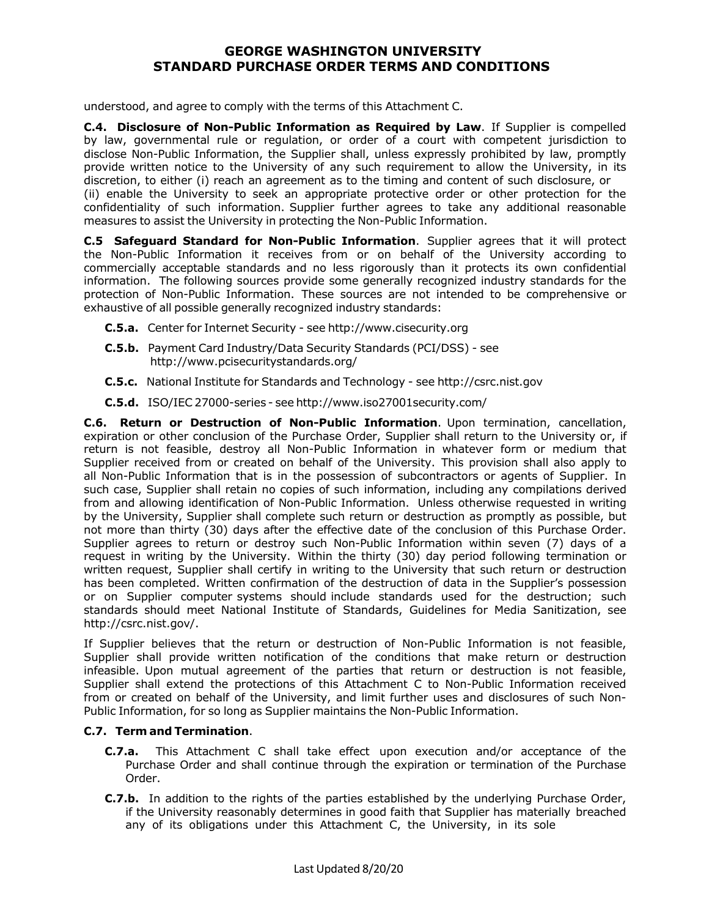understood, and agree to comply with the terms of this Attachment C.

**C.4. Disclosure of Non-Public Information as Required by Law**. If Supplier is compelled by law, governmental rule or regulation, or order of a court with competent jurisdiction to disclose Non-Public Information, the Supplier shall, unless expressly prohibited by law, promptly provide written notice to the University of any such requirement to allow the University, in its discretion, to either (i) reach an agreement as to the timing and content of such disclosure, or (ii) enable the University to seek an appropriate protective order or other protection for the confidentiality of such information. Supplier further agrees to take any additional reasonable measures to assist the University in protecting the Non-Public Information.

**C.5 Safeguard Standard for Non-Public Information**. Supplier agrees that it will protect the Non-Public Information it receives from or on behalf of the University according to commercially acceptable standards and no less rigorously than it protects its own confidential information. The following sources provide some generally recognized industry standards for the protection of Non-Public Information. These sources are not intended to be comprehensive or exhaustive of all possible generally recognized industry standards:

- **C.5.a.** Center for Internet Security - see http://www.cisecurity.org
- **C.5.b.** Payment Card Industry/Data Security Standards (PCI/DSS) - see http://www.pcisecuritystandards.org/
- **C.5.c.** National Institute for Standards and Technology - see http://csrc.nist.gov
- **C.5.d.** ISO/IEC 27000-series - see http://www.iso27001security.com/

**C.6. Return or Destruction of Non-Public Information**. Upon termination, cancellation, expiration or other conclusion of the Purchase Order, Supplier shall return to the University or, if return is not feasible, destroy all Non-Public Information in whatever form or medium that Supplier received from or created on behalf of the University. This provision shall also apply to all Non-Public Information that is in the possession of subcontractors or agents of Supplier. In such case, Supplier shall retain no copies of such information, including any compilations derived from and allowing identification of Non-Public Information. Unless otherwise requested in writing by the University, Supplier shall complete such return or destruction as promptly as possible, but not more than thirty (30) days after the effective date of the conclusion of this Purchase Order. Supplier agrees to return or destroy such Non-Public Information within seven (7) days of a request in writing by the University. Within the thirty (30) day period following termination or written request, Supplier shall certify in writing to the University that such return or destruction has been completed. Written confirmation of the destruction of data in the Supplier's possession or on Supplier computer systems should include standards used for the destruction; such standards should meet National Institute of Standards, Guidelines for Media Sanitization, see http://csrc.nist.gov/.

If Supplier believes that the return or destruction of Non-Public Information is not feasible, Supplier shall provide written notification of the conditions that make return or destruction infeasible. Upon mutual agreement of the parties that return or destruction is not feasible, Supplier shall extend the protections of this Attachment C to Non-Public Information received from or created on behalf of the University, and limit further uses and disclosures of such Non-Public Information, for so long as Supplier maintains the Non-Public Information.

**C.7. Term and Termination**.

- **C.7.a.** This Attachment C shall take effect upon execution and/or acceptance of the Purchase Order and shall continue through the expiration or termination of the Purchase Order.
- **C.7.b.** In addition to the rights of the parties established by the underlying Purchase Order, if the University reasonably determines in good faith that Supplier has materially breached any of its obligations under this Attachment C, the University, in its sole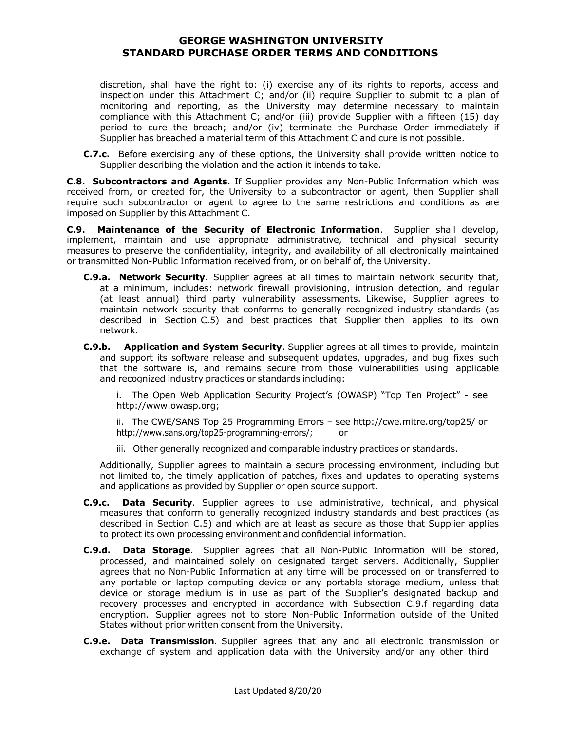discretion, shall have the right to: (i) exercise any of its rights to reports, access and inspection under this Attachment C; and/or (ii) require Supplier to submit to a plan of monitoring and reporting, as the University may determine necessary to maintain compliance with this Attachment C; and/or (iii) provide Supplier with a fifteen (15) day period to cure the breach; and/or (iv) terminate the Purchase Order immediately if Supplier has breached a material term of this Attachment C and cure is not possible.

**C.7.c.** Before exercising any of these options, the University shall provide written notice to Supplier describing the violation and the action it intends to take.

**C.8. Subcontractors and Agents**. If Supplier provides any Non-Public Information which was received from, or created for, the University to a subcontractor or agent, then Supplier shall require such subcontractor or agent to agree to the same restrictions and conditions as are imposed on Supplier by this Attachment C.

**C.9. Maintenance of the Security of Electronic Information**. Supplier shall develop, implement, maintain and use appropriate administrative, technical and physical security measures to preserve the confidentiality, integrity, and availability of all electronically maintained or transmitted Non-Public Information received from, or on behalf of, the University.

**C.9.a. Network Security**. Supplier agrees at all times to maintain network security that, at a minimum, includes: network firewall provisioning, intrusion detection, and regular (at least annual) third party vulnerability assessments. Likewise, Supplier agrees to maintain network security that conforms to generally recognized industry standards (as described in Section C.5) and best practices that Supplier then applies to its own network.

**C.9.b. Application and System Security**. Supplier agrees at all times to provide, maintain and support its software release and subsequent updates, upgrades, and bug fixes such that the software is, and remains secure from those vulnerabilities using applicable and recognized industry practices or standards including:

i. The Open Web Application Security Project's (OWASP) "Top Ten Project" - see http://www.owasp.org;

ii. The CWE/SANS Top 25 Programming Errors – see http://cwe.mitre.org/top25/ or http://www.sans.org/top25-programming-errors/; or

iii. Other generally recognized and comparable industry practices or standards.

Additionally, Supplier agrees to maintain a secure processing environment, including but not limited to, the timely application of patches, fixes and updates to operating systems and applications as provided by Supplier or open source support.

**C.9.c. Data Security**. Supplier agrees to use administrative, technical, and physical measures that conform to generally recognized industry standards and best practices (as described in Section C.5) and which are at least as secure as those that Supplier applies to protect its own processing environment and confidential information.

**C.9.d. Data Storage**. Supplier agrees that all Non-Public Information will be stored, processed, and maintained solely on designated target servers. Additionally, Supplier agrees that no Non-Public Information at any time will be processed on or transferred to any portable or laptop computing device or any portable storage medium, unless that device or storage medium is in use as part of the Supplier's designated backup and recovery processes and encrypted in accordance with Subsection C.9.f regarding data encryption. Supplier agrees not to store Non-Public Information outside of the United States without prior written consent from the University.

**C.9.e. Data Transmission**. Supplier agrees that any and all electronic transmission or exchange of system and application data with the University and/or any other third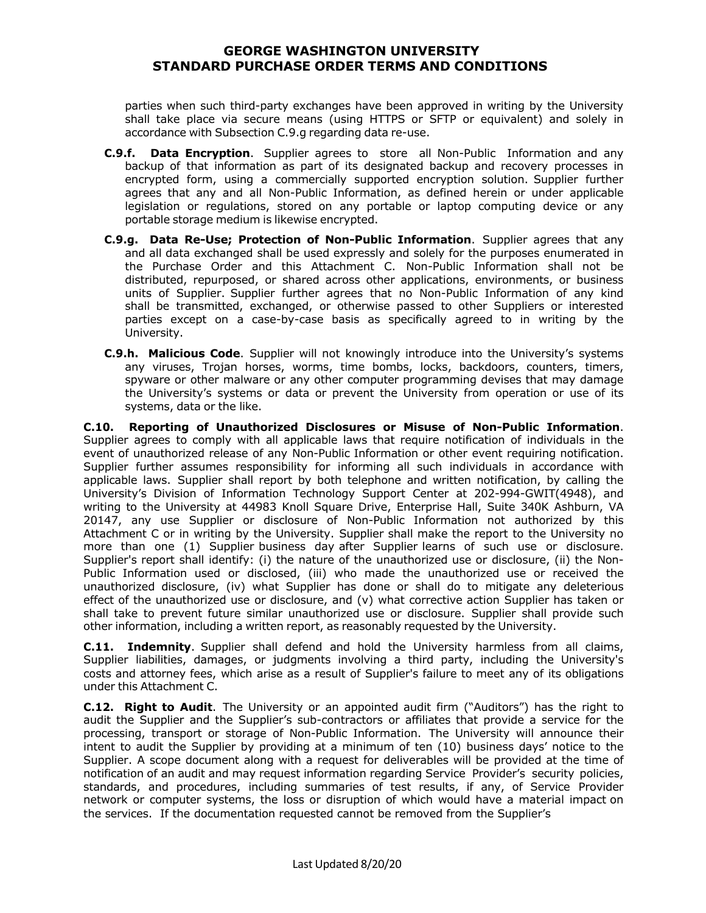parties when such third-party exchanges have been approved in writing by the University shall take place via secure means (using HTTPS or SFTP or equivalent) and solely in accordance with Subsection C.9.g regarding data re-use.

**C.9.f. Data Encryption**. Supplier agrees to store all Non-Public Information and any backup of that information as part of its designated backup and recovery processes in encrypted form, using a commercially supported encryption solution. Supplier further agrees that any and all Non-Public Information, as defined herein or under applicable legislation or regulations, stored on any portable or laptop computing device or any portable storage medium is likewise encrypted.

**C.9.g. Data Re-Use; Protection of Non-Public Information**. Supplier agrees that any and all data exchanged shall be used expressly and solely for the purposes enumerated in the Purchase Order and this Attachment C. Non-Public Information shall not be distributed, repurposed, or shared across other applications, environments, or business units of Supplier. Supplier further agrees that no Non-Public Information of any kind shall be transmitted, exchanged, or otherwise passed to other Suppliers or interested parties except on a case-by-case basis as specifically agreed to in writing by the University.

**C.9.h. Malicious Code**. Supplier will not knowingly introduce into the University's systems any viruses, Trojan horses, worms, time bombs, locks, backdoors, counters, timers, spyware or other malware or any other computer programming devises that may damage the University's systems or data or prevent the University from operation or use of its systems, data or the like.

**C.10. Reporting of Unauthorized Disclosures or Misuse of Non-Public Information**. Supplier agrees to comply with all applicable laws that require notification of individuals in the event of unauthorized release of any Non-Public Information or other event requiring notification. Supplier further assumes responsibility for informing all such individuals in accordance with applicable laws. Supplier shall report by both telephone and written notification, by calling the University's Division of Information Technology Support Center at 202-994-GWIT(4948), and writing to the University at 44983 Knoll Square Drive, Enterprise Hall, Suite 340K Ashburn, VA 20147, any use Supplier or disclosure of Non-Public Information not authorized by this Attachment C or in writing by the University. Supplier shall make the report to the University no more than one (1) Supplier business day after Supplier learns of such use or disclosure. Supplier's report shall identify: (i) the nature of the unauthorized use or disclosure, (ii) the Non-Public Information used or disclosed, (iii) who made the unauthorized use or received the unauthorized disclosure, (iv) what Supplier has done or shall do to mitigate any deleterious effect of the unauthorized use or disclosure, and (v) what corrective action Supplier has taken or shall take to prevent future similar unauthorized use or disclosure. Supplier shall provide such other information, including a written report, as reasonably requested by the University.

**C.11. Indemnity**. Supplier shall defend and hold the University harmless from all claims, Supplier liabilities, damages, or judgments involving a third party, including the University's costs and attorney fees, which arise as a result of Supplier's failure to meet any of its obligations under this Attachment C.

**C.12. Right to Audit**. The University or an appointed audit firm ("Auditors") has the right to audit the Supplier and the Supplier's sub-contractors or affiliates that provide a service for the processing, transport or storage of Non-Public Information. The University will announce their intent to audit the Supplier by providing at a minimum of ten (10) business days' notice to the Supplier. A scope document along with a request for deliverables will be provided at the time of notification of an audit and may request information regarding Service Provider's security policies, standards, and procedures, including summaries of test results, if any, of Service Provider network or computer systems, the loss or disruption of which would have a material impact on the services. If the documentation requested cannot be removed from the Supplier's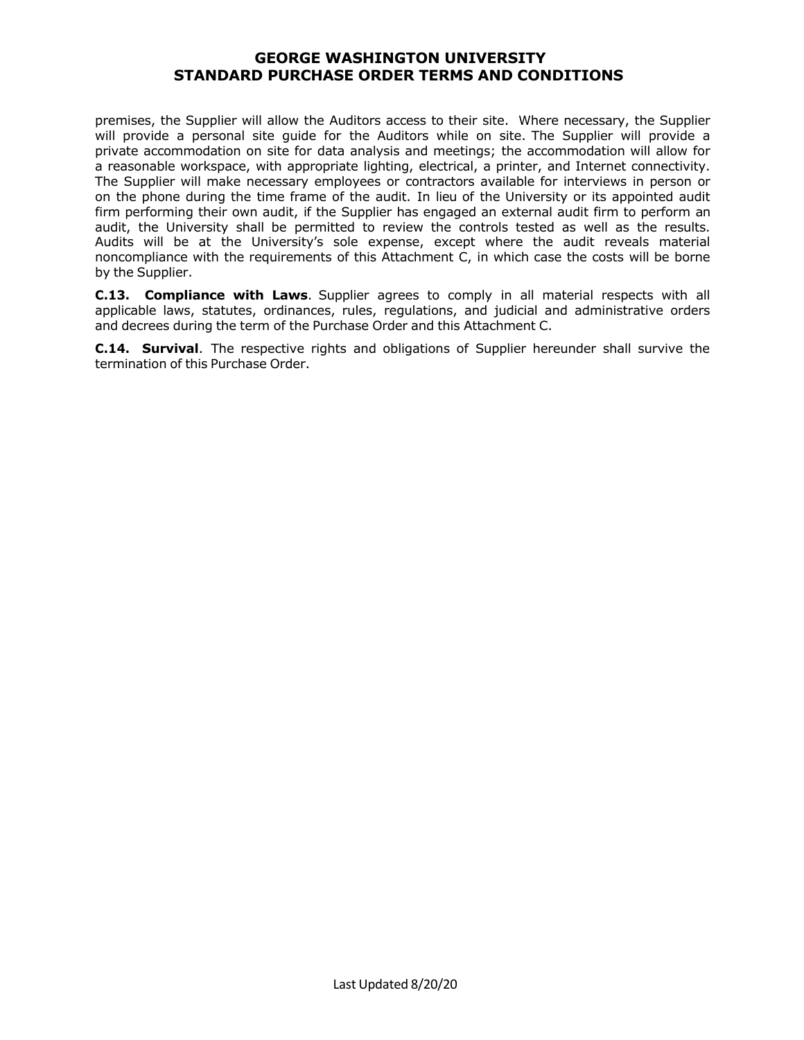premises, the Supplier will allow the Auditors access to their site. Where necessary, the Supplier will provide a personal site guide for the Auditors while on site. The Supplier will provide a private accommodation on site for data analysis and meetings; the accommodation will allow for a reasonable workspace, with appropriate lighting, electrical, a printer, and Internet connectivity. The Supplier will make necessary employees or contractors available for interviews in person or on the phone during the time frame of the audit. In lieu of the University or its appointed audit firm performing their own audit, if the Supplier has engaged an external audit firm to perform an audit, the University shall be permitted to review the controls tested as well as the results. Audits will be at the University's sole expense, except where the audit reveals material noncompliance with the requirements of this Attachment C, in which case the costs will be borne by the Supplier.

**C.13. Compliance with Laws**. Supplier agrees to comply in all material respects with all applicable laws, statutes, ordinances, rules, regulations, and judicial and administrative orders and decrees during the term of the Purchase Order and this Attachment C.

**C.14. Survival**. The respective rights and obligations of Supplier hereunder shall survive the termination of this Purchase Order.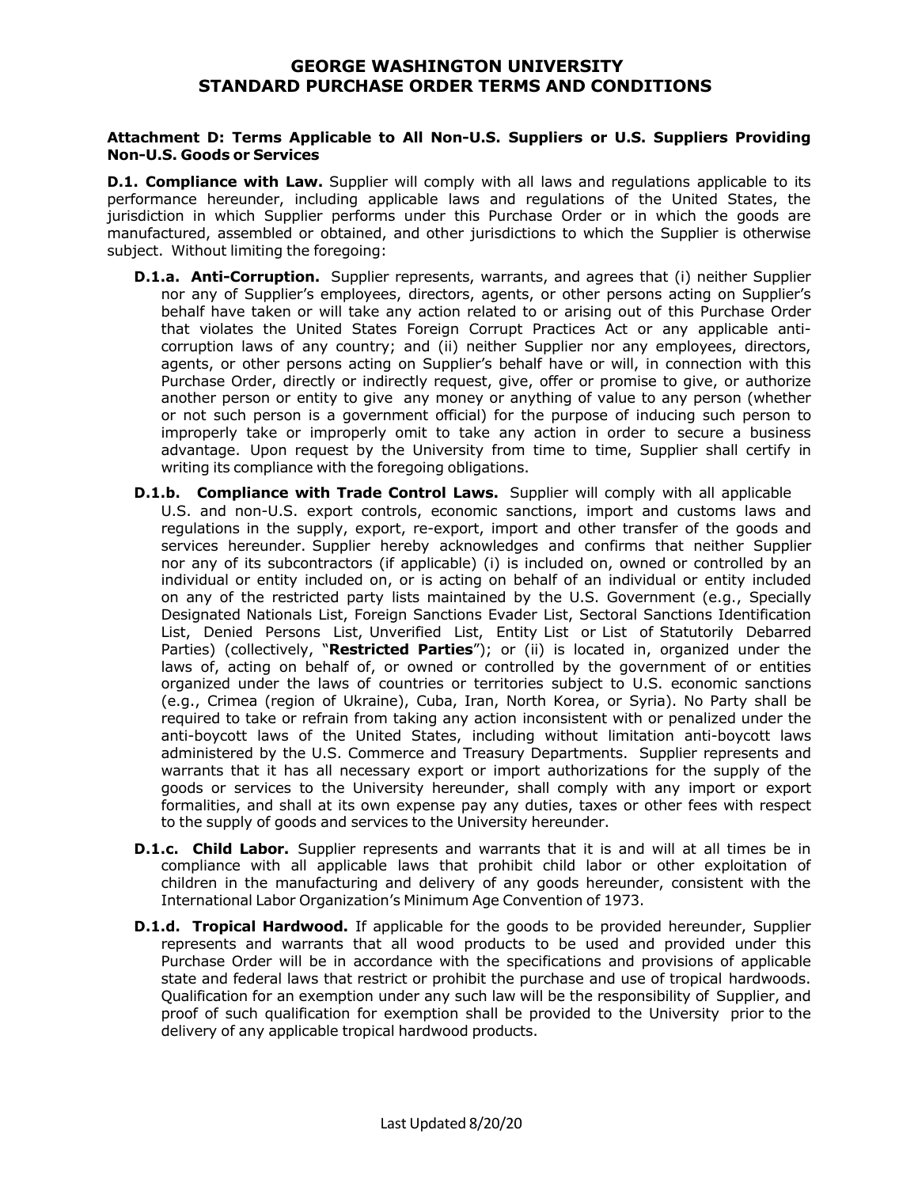# GEORGE WASHINGTON UNIVERSITY
# STANDARD PURCHASE ORDER TERMS AND CONDITIONS

### Attachment D: Terms Applicable to All Non-U.S. Suppliers or U.S. Suppliers Providing Non-U.S. Goods or Services

**D.1. Compliance with Law.** Supplier will comply with all laws and regulations applicable to its performance hereunder, including applicable laws and regulations of the United States, the jurisdiction in which Supplier performs under this Purchase Order or in which the goods are manufactured, assembled or obtained, and other jurisdictions to which the Supplier is otherwise subject. Without limiting the foregoing:

- **D.1.a. Anti-Corruption.** Supplier represents, warrants, and agrees that (i) neither Supplier nor any of Supplier's employees, directors, agents, or other persons acting on Supplier's behalf have taken or will take any action related to or arising out of this Purchase Order that violates the United States Foreign Corrupt Practices Act or any applicable anti-corruption laws of any country; and (ii) neither Supplier nor any employees, directors, agents, or other persons acting on Supplier's behalf have or will, in connection with this Purchase Order, directly or indirectly request, give, offer or promise to give, or authorize another person or entity to give any money or anything of value to any person (whether or not such person is a government official) for the purpose of inducing such person to improperly take or improperly omit to take any action in order to secure a business advantage. Upon request by the University from time to time, Supplier shall certify in writing its compliance with the foregoing obligations.

- **D.1.b. Compliance with Trade Control Laws.** Supplier will comply with all applicable U.S. and non-U.S. export controls, economic sanctions, import and customs laws and regulations in the supply, export, re-export, import and other transfer of the goods and services hereunder. Supplier hereby acknowledges and confirms that neither Supplier nor any of its subcontractors (if applicable) (i) is included on, owned or controlled by an individual or entity included on, or is acting on behalf of an individual or entity included on any of the restricted party lists maintained by the U.S. Government (e.g., Specially Designated Nationals List, Foreign Sanctions Evader List, Sectoral Sanctions Identification List, Denied Persons List, Unverified List, Entity List or List of Statutorily Debarred Parties) (collectively, "**Restricted Parties**"); or (ii) is located in, organized under the laws of, acting on behalf of, or owned or controlled by the government of or entities organized under the laws of countries or territories subject to U.S. economic sanctions (e.g., Crimea (region of Ukraine), Cuba, Iran, North Korea, or Syria). No Party shall be required to take or refrain from taking any action inconsistent with or penalized under the anti-boycott laws of the United States, including without limitation anti-boycott laws administered by the U.S. Commerce and Treasury Departments. Supplier represents and warrants that it has all necessary export or import authorizations for the supply of the goods or services to the University hereunder, shall comply with any import or export formalities, and shall at its own expense pay any duties, taxes or other fees with respect to the supply of goods and services to the University hereunder.

- **D.1.c. Child Labor.** Supplier represents and warrants that it is and will at all times be in compliance with all applicable laws that prohibit child labor or other exploitation of children in the manufacturing and delivery of any goods hereunder, consistent with the International Labor Organization's Minimum Age Convention of 1973.

- **D.1.d. Tropical Hardwood.** If applicable for the goods to be provided hereunder, Supplier represents and warrants that all wood products to be used and provided under this Purchase Order will be in accordance with the specifications and provisions of applicable state and federal laws that restrict or prohibit the purchase and use of tropical hardwoods. Qualification for an exemption under any such law will be the responsibility of Supplier, and proof of such qualification for exemption shall be provided to the University prior to the delivery of any applicable tropical hardwood products.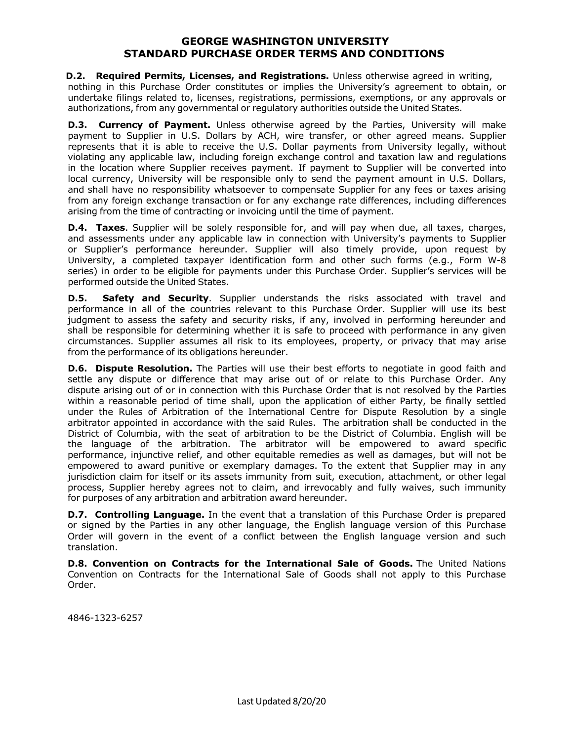**D.2. Required Permits, Licenses, and Registrations.** Unless otherwise agreed in writing, nothing in this Purchase Order constitutes or implies the University's agreement to obtain, or undertake filings related to, licenses, registrations, permissions, exemptions, or any approvals or authorizations, from any governmental or regulatory authorities outside the United States.

**D.3. Currency of Payment.** Unless otherwise agreed by the Parties, University will make payment to Supplier in U.S. Dollars by ACH, wire transfer, or other agreed means. Supplier represents that it is able to receive the U.S. Dollar payments from University legally, without violating any applicable law, including foreign exchange control and taxation law and regulations in the location where Supplier receives payment. If payment to Supplier will be converted into local currency, University will be responsible only to send the payment amount in U.S. Dollars, and shall have no responsibility whatsoever to compensate Supplier for any fees or taxes arising from any foreign exchange transaction or for any exchange rate differences, including differences arising from the time of contracting or invoicing until the time of payment.

**D.4. Taxes**. Supplier will be solely responsible for, and will pay when due, all taxes, charges, and assessments under any applicable law in connection with University's payments to Supplier or Supplier's performance hereunder. Supplier will also timely provide, upon request by University, a completed taxpayer identification form and other such forms (e.g., Form W-8 series) in order to be eligible for payments under this Purchase Order. Supplier's services will be performed outside the United States.

**D.5. Safety and Security**. Supplier understands the risks associated with travel and performance in all of the countries relevant to this Purchase Order. Supplier will use its best judgment to assess the safety and security risks, if any, involved in performing hereunder and shall be responsible for determining whether it is safe to proceed with performance in any given circumstances. Supplier assumes all risk to its employees, property, or privacy that may arise from the performance of its obligations hereunder.

**D.6. Dispute Resolution.** The Parties will use their best efforts to negotiate in good faith and settle any dispute or difference that may arise out of or relate to this Purchase Order. Any dispute arising out of or in connection with this Purchase Order that is not resolved by the Parties within a reasonable period of time shall, upon the application of either Party, be finally settled under the Rules of Arbitration of the International Centre for Dispute Resolution by a single arbitrator appointed in accordance with the said Rules. The arbitration shall be conducted in the District of Columbia, with the seat of arbitration to be the District of Columbia. English will be the language of the arbitration. The arbitrator will be empowered to award specific performance, injunctive relief, and other equitable remedies as well as damages, but will not be empowered to award punitive or exemplary damages. To the extent that Supplier may in any jurisdiction claim for itself or its assets immunity from suit, execution, attachment, or other legal process, Supplier hereby agrees not to claim, and irrevocably and fully waives, such immunity for purposes of any arbitration and arbitration award hereunder.

**D.7. Controlling Language.** In the event that a translation of this Purchase Order is prepared or signed by the Parties in any other language, the English language version of this Purchase Order will govern in the event of a conflict between the English language version and such translation.

**D.8. Convention on Contracts for the International Sale of Goods.** The United Nations Convention on Contracts for the International Sale of Goods shall not apply to this Purchase Order.

4846-1323-6257